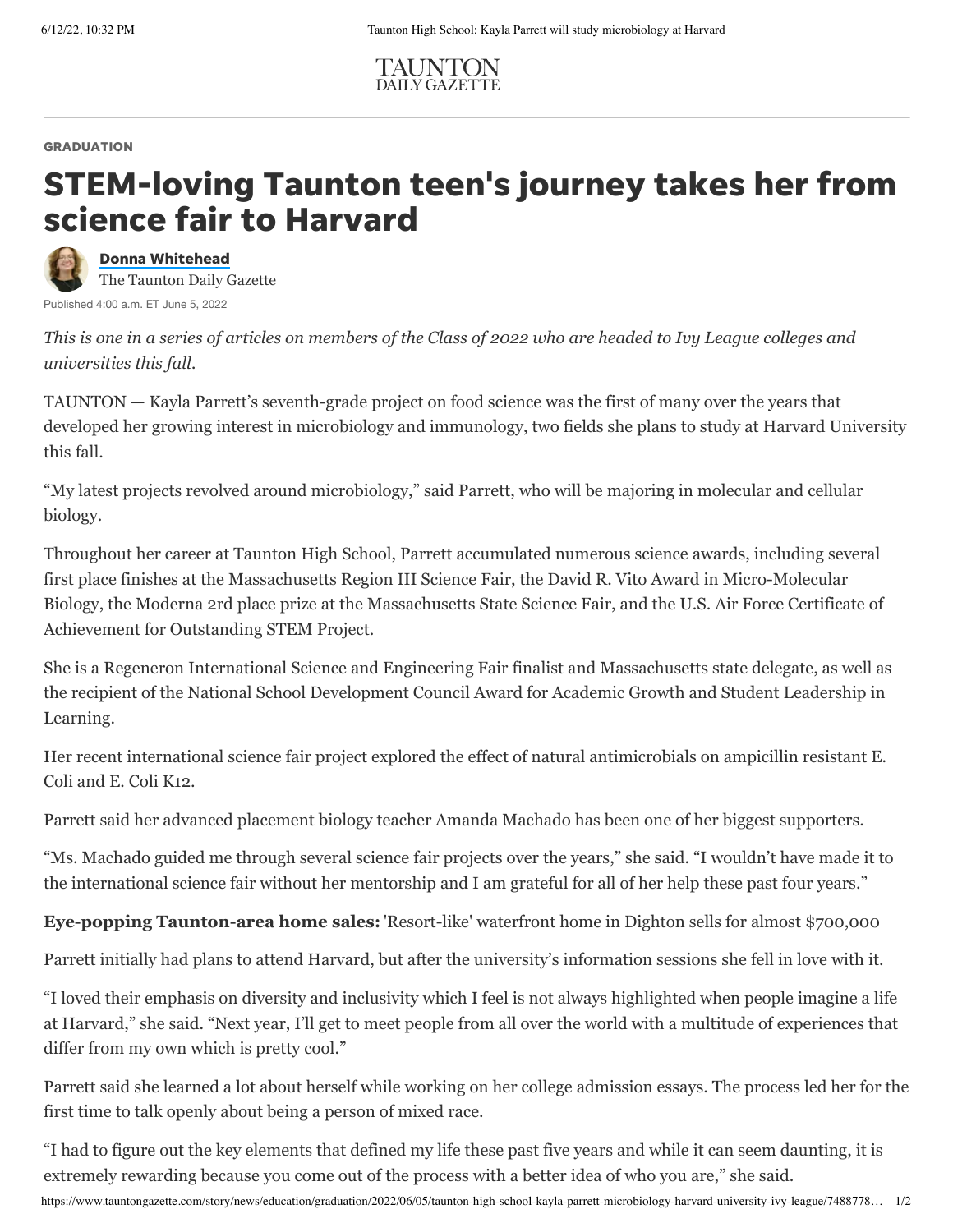TAUNTON DAILY GAZETTE

GRADUATION

# STEM-loving Taunton teen's journey takes her from science fair to Harvard

**Donna Whitehead**
The Taunton Daily Gazette

Published 4:00 a.m. ET June 5, 2022

*This is one in a series of articles on members of the Class of 2022 who are headed to Ivy League colleges and universities this fall.*

TAUNTON — Kayla Parrett's seventh-grade project on food science was the first of many over the years that developed her growing interest in microbiology and immunology, two fields she plans to study at Harvard University this fall.

"My latest projects revolved around microbiology," said Parrett, who will be majoring in molecular and cellular biology.

Throughout her career at Taunton High School, Parrett accumulated numerous science awards, including several first place finishes at the Massachusetts Region III Science Fair, the David R. Vito Award in Micro-Molecular Biology, the Moderna 2rd place prize at the Massachusetts State Science Fair, and the U.S. Air Force Certificate of Achievement for Outstanding STEM Project.

She is a Regeneron International Science and Engineering Fair finalist and Massachusetts state delegate, as well as the recipient of the National School Development Council Award for Academic Growth and Student Leadership in Learning.

Her recent international science fair project explored the effect of natural antimicrobials on ampicillin resistant E. Coli and E. Coli K12.

Parrett said her advanced placement biology teacher Amanda Machado has been one of her biggest supporters.

"Ms. Machado guided me through several science fair projects over the years," she said. "I wouldn't have made it to the international science fair without her mentorship and I am grateful for all of her help these past four years."

**Eye-popping Taunton-area home sales:** 'Resort-like' waterfront home in Dighton sells for almost $700,000

Parrett initially had plans to attend Harvard, but after the university's information sessions she fell in love with it.

"I loved their emphasis on diversity and inclusivity which I feel is not always highlighted when people imagine a life at Harvard," she said. "Next year, I'll get to meet people from all over the world with a multitude of experiences that differ from my own which is pretty cool."

Parrett said she learned a lot about herself while working on her college admission essays. The process led her for the first time to talk openly about being a person of mixed race.

"I had to figure out the key elements that defined my life these past five years and while it can seem daunting, it is extremely rewarding because you come out of the process with a better idea of who you are," she said.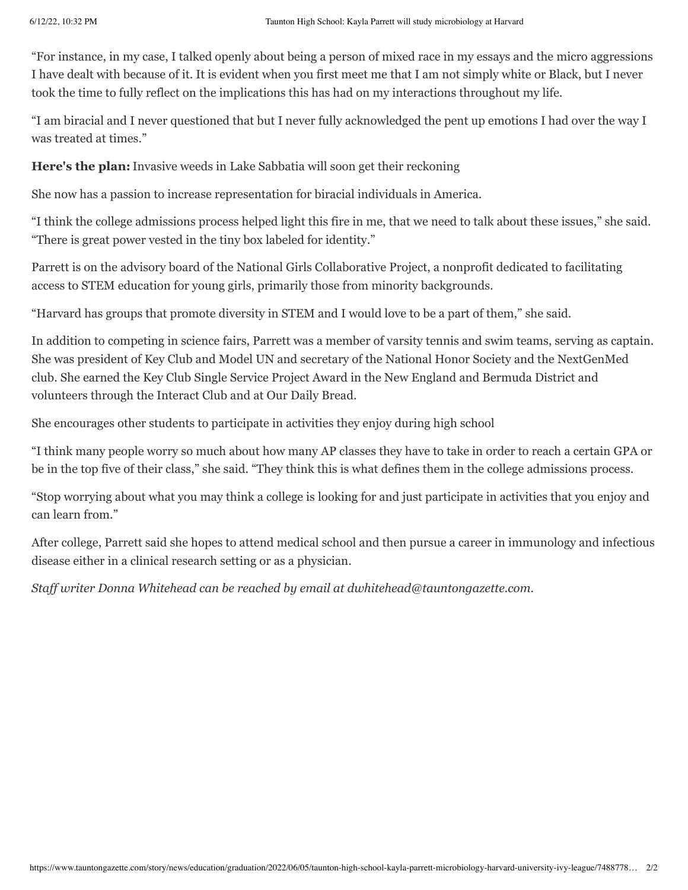"For instance, in my case, I talked openly about being a person of mixed race in my essays and the micro aggressions I have dealt with because of it. It is evident when you first meet me that I am not simply white or Black, but I never took the time to fully reflect on the implications this has had on my interactions throughout my life.

"I am biracial and I never questioned that but I never fully acknowledged the pent up emotions I had over the way I was treated at times."

**Here's the plan:** Invasive weeds in Lake Sabbatia will soon get their reckoning

She now has a passion to increase representation for biracial individuals in America.

"I think the college admissions process helped light this fire in me, that we need to talk about these issues," she said. "There is great power vested in the tiny box labeled for identity."

Parrett is on the advisory board of the National Girls Collaborative Project, a nonprofit dedicated to facilitating access to STEM education for young girls, primarily those from minority backgrounds.

"Harvard has groups that promote diversity in STEM and I would love to be a part of them," she said.

In addition to competing in science fairs, Parrett was a member of varsity tennis and swim teams, serving as captain. She was president of Key Club and Model UN and secretary of the National Honor Society and the NextGenMed club. She earned the Key Club Single Service Project Award in the New England and Bermuda District and volunteers through the Interact Club and at Our Daily Bread.

She encourages other students to participate in activities they enjoy during high school

"I think many people worry so much about how many AP classes they have to take in order to reach a certain GPA or be in the top five of their class," she said. "They think this is what defines them in the college admissions process.

"Stop worrying about what you may think a college is looking for and just participate in activities that you enjoy and can learn from."

After college, Parrett said she hopes to attend medical school and then pursue a career in immunology and infectious disease either in a clinical research setting or as a physician.

*Staff writer Donna Whitehead can be reached by email at dwhitehead@tauntongazette.com.*